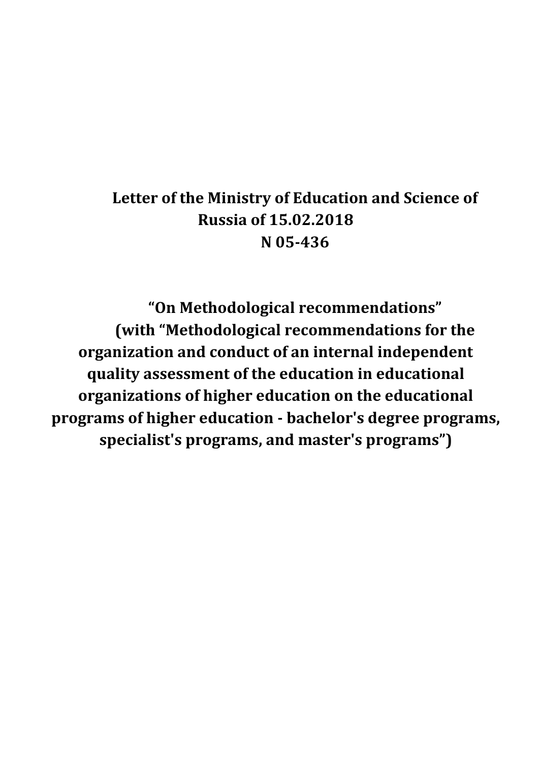# Letter of the Ministry of Education and Science of Russia of 15.02.2018 N 05-436

## "On Methodological recommendations" (with "Methodological recommendations for the organization and conduct of an internal independent quality assessment of the education in educational organizations of higher education on the educational programs of higher education - bachelor's degree programs, specialist's programs, and master's programs")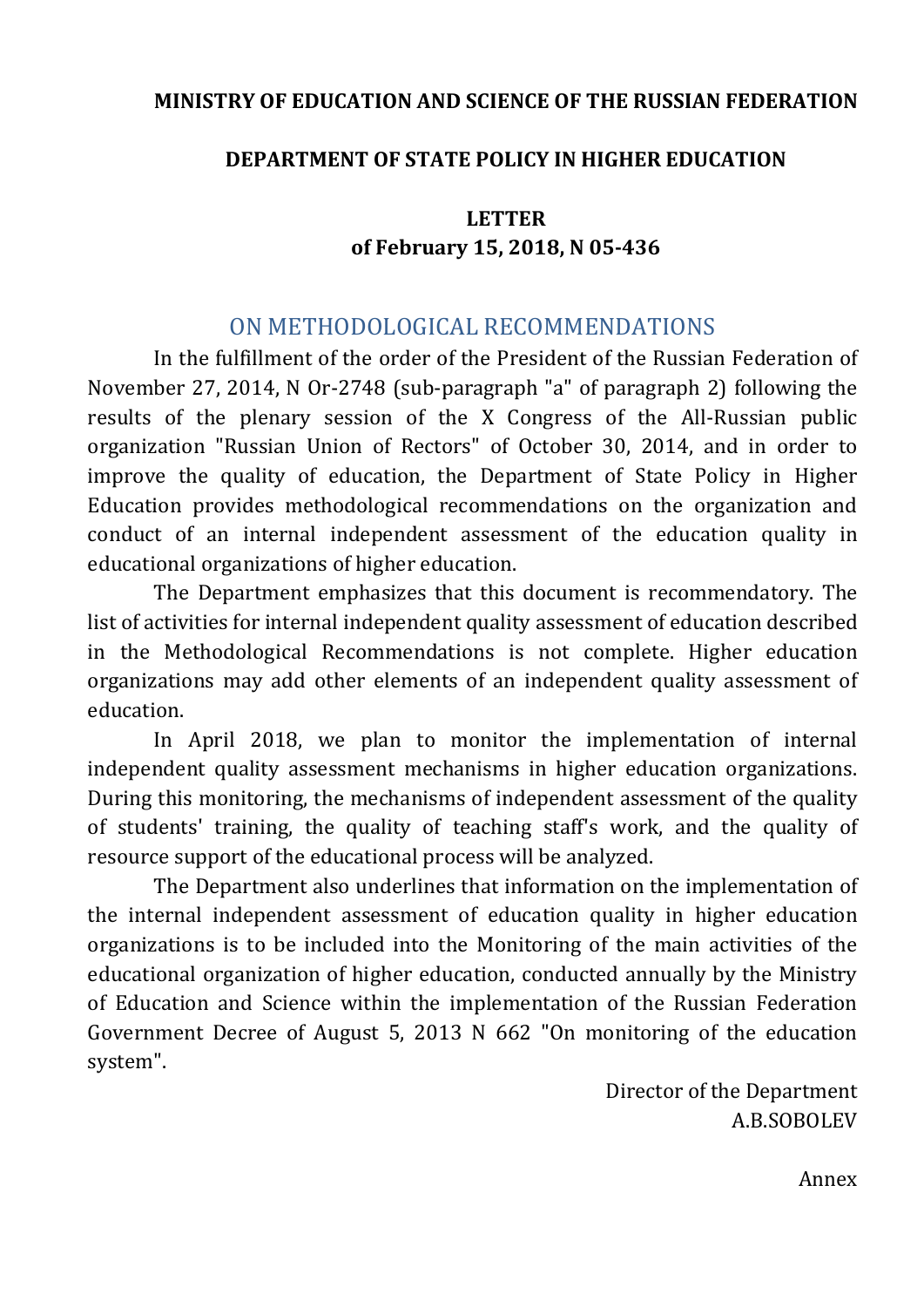**MINISTRY OF EDUCATION AND SCIENCE OF THE RUSSIAN FEDERATION**

**DEPARTMENT OF STATE POLICY IN HIGHER EDUCATION**

**LETTER**
**of February 15, 2018, N 05-436**

## ON METHODOLOGICAL RECOMMENDATIONS

In the fulfillment of the order of the President of the Russian Federation of November 27, 2014, N Or-2748 (sub-paragraph "a" of paragraph 2) following the results of the plenary session of the X Congress of the All-Russian public organization "Russian Union of Rectors" of October 30, 2014, and in order to improve the quality of education, the Department of State Policy in Higher Education provides methodological recommendations on the organization and conduct of an internal independent assessment of the education quality in educational organizations of higher education.

The Department emphasizes that this document is recommendatory. The list of activities for internal independent quality assessment of education described in the Methodological Recommendations is not complete. Higher education organizations may add other elements of an independent quality assessment of education.

In April 2018, we plan to monitor the implementation of internal independent quality assessment mechanisms in higher education organizations. During this monitoring, the mechanisms of independent assessment of the quality of students' training, the quality of teaching staff's work, and the quality of resource support of the educational process will be analyzed.

The Department also underlines that information on the implementation of the internal independent assessment of education quality in higher education organizations is to be included into the Monitoring of the main activities of the educational organization of higher education, conducted annually by the Ministry of Education and Science within the implementation of the Russian Federation Government Decree of August 5, 2013 N 662 "On monitoring of the education system".

Director of the Department
A.B.SOBOLEV

Annex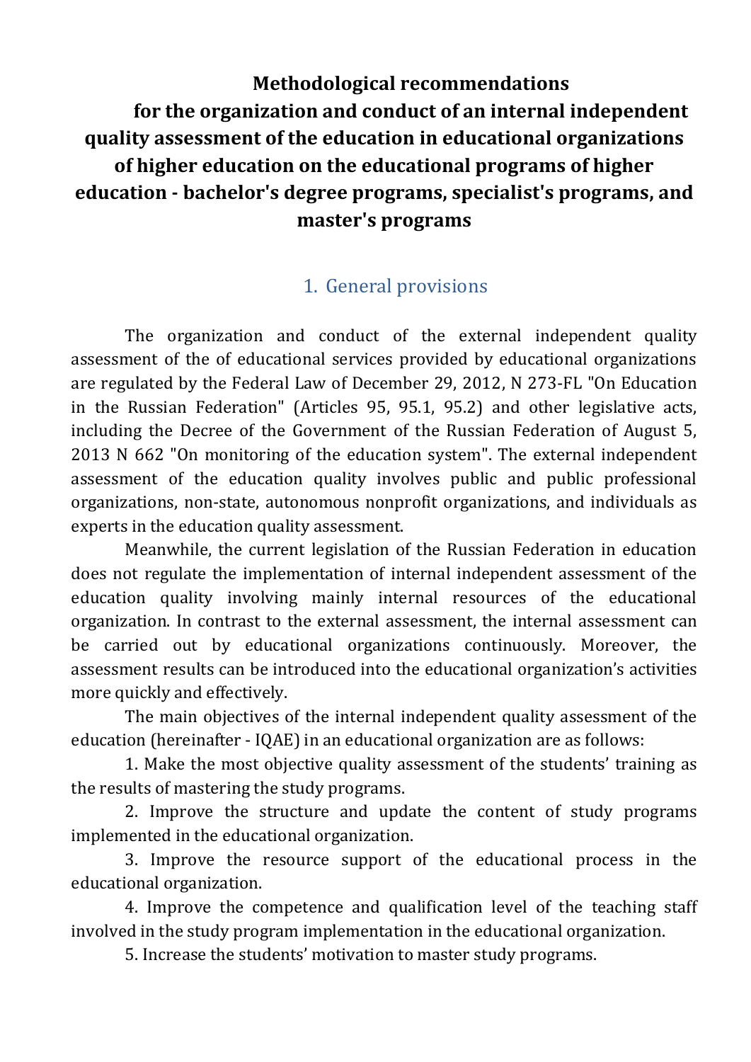# Methodological recommendations for the organization and conduct of an internal independent quality assessment of the education in educational organizations of higher education on the educational programs of higher education - bachelor's degree programs, specialist's programs, and master's programs

## 1. General provisions

The organization and conduct of the external independent quality assessment of the of educational services provided by educational organizations are regulated by the Federal Law of December 29, 2012, N 273-FL "On Education in the Russian Federation" (Articles 95, 95.1, 95.2) and other legislative acts, including the Decree of the Government of the Russian Federation of August 5, 2013 N 662 "On monitoring of the education system". The external independent assessment of the education quality involves public and public professional organizations, non-state, autonomous nonprofit organizations, and individuals as experts in the education quality assessment.

Meanwhile, the current legislation of the Russian Federation in education does not regulate the implementation of internal independent assessment of the education quality involving mainly internal resources of the educational organization. In contrast to the external assessment, the internal assessment can be carried out by educational organizations continuously. Moreover, the assessment results can be introduced into the educational organization's activities more quickly and effectively.

The main objectives of the internal independent quality assessment of the education (hereinafter - IQAE) in an educational organization are as follows:

1. Make the most objective quality assessment of the students' training as the results of mastering the study programs.
2. Improve the structure and update the content of study programs implemented in the educational organization.
3. Improve the resource support of the educational process in the educational organization.
4. Improve the competence and qualification level of the teaching staff involved in the study program implementation in the educational organization.
5. Increase the students' motivation to master study programs.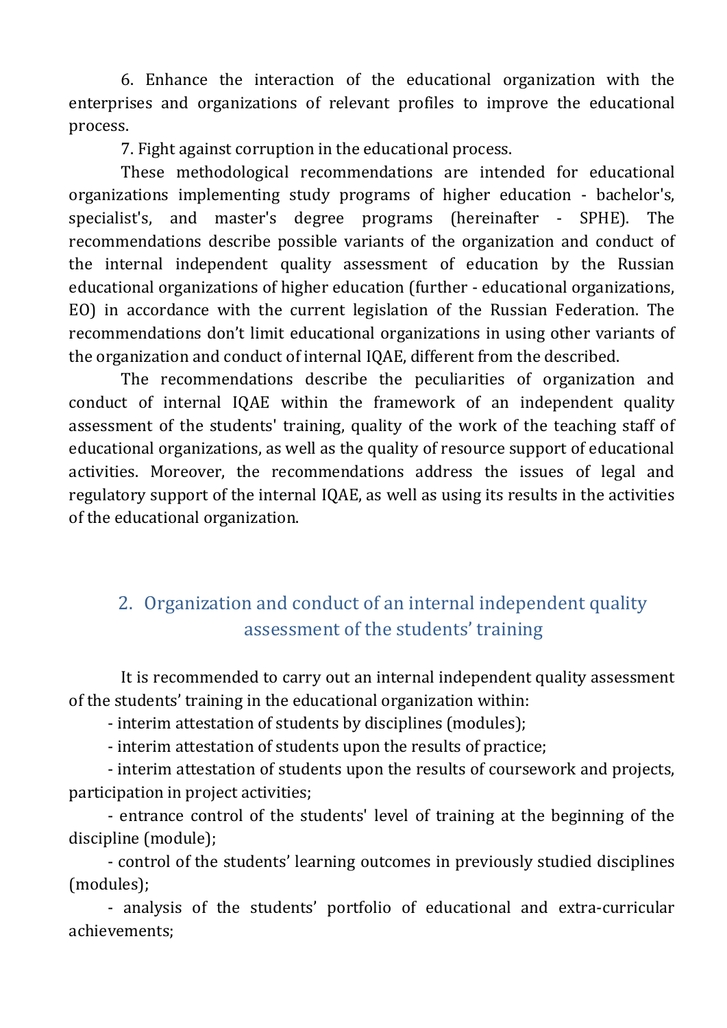6. Enhance the interaction of the educational organization with the enterprises and organizations of relevant profiles to improve the educational process.

7. Fight against corruption in the educational process.

These methodological recommendations are intended for educational organizations implementing study programs of higher education - bachelor's, specialist's, and master's degree programs (hereinafter - SPHE). The recommendations describe possible variants of the organization and conduct of the internal independent quality assessment of education by the Russian educational organizations of higher education (further - educational organizations, EO) in accordance with the current legislation of the Russian Federation. The recommendations don't limit educational organizations in using other variants of the organization and conduct of internal IQAE, different from the described.

The recommendations describe the peculiarities of organization and conduct of internal IQAE within the framework of an independent quality assessment of the students' training, quality of the work of the teaching staff of educational organizations, as well as the quality of resource support of educational activities. Moreover, the recommendations address the issues of legal and regulatory support of the internal IQAE, as well as using its results in the activities of the educational organization.

## 2. Organization and conduct of an internal independent quality assessment of the students' training

It is recommended to carry out an internal independent quality assessment of the students' training in the educational organization within:

- interim attestation of students by disciplines (modules);
- interim attestation of students upon the results of practice;
- interim attestation of students upon the results of coursework and projects, participation in project activities;
- entrance control of the students' level of training at the beginning of the discipline (module);
- control of the students' learning outcomes in previously studied disciplines (modules);
- analysis of the students' portfolio of educational and extra-curricular achievements;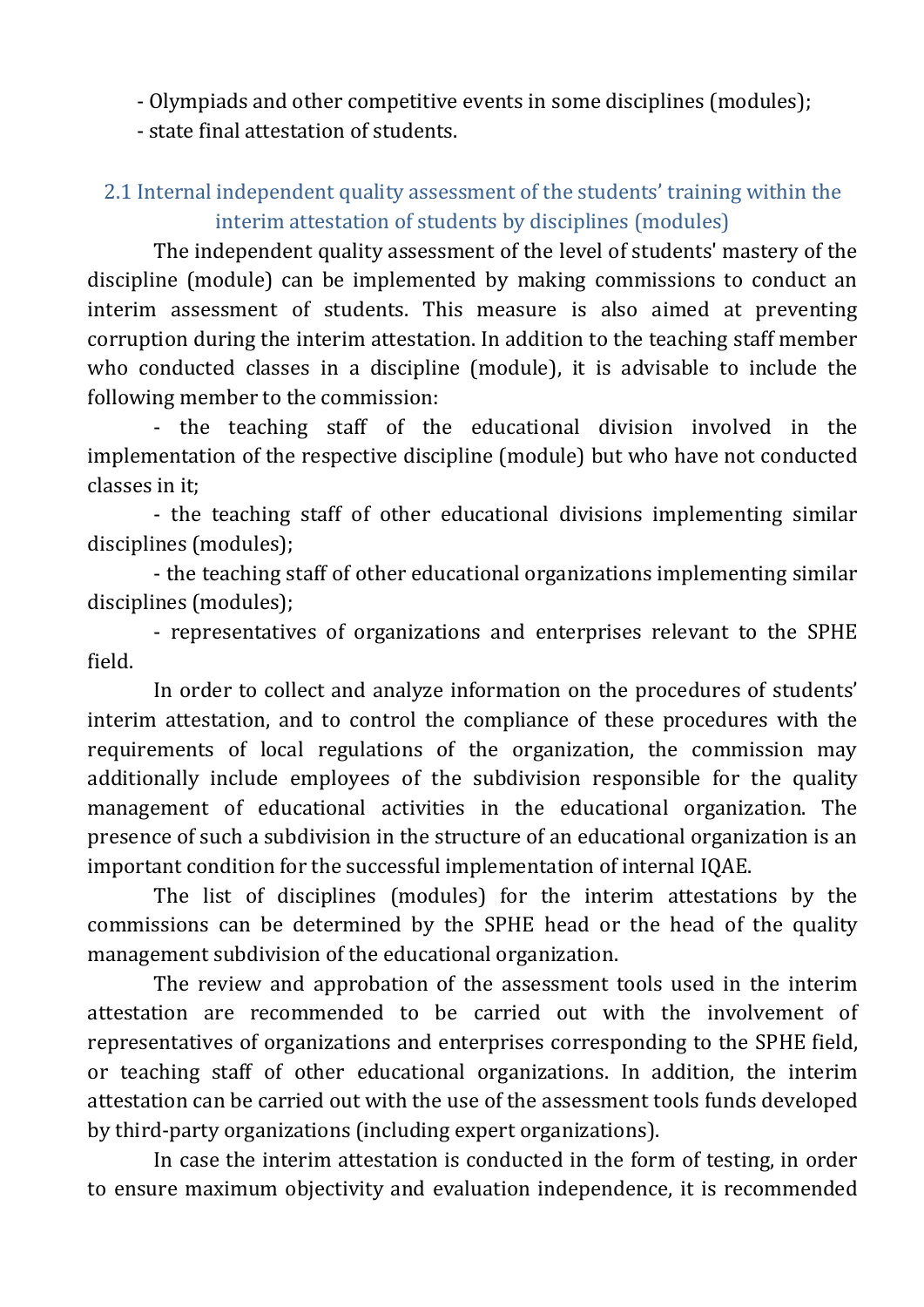- Olympiads and other competitive events in some disciplines (modules);
- state final attestation of students.

## 2.1 Internal independent quality assessment of the students' training within the interim attestation of students by disciplines (modules)

The independent quality assessment of the level of students' mastery of the discipline (module) can be implemented by making commissions to conduct an interim assessment of students. This measure is also aimed at preventing corruption during the interim attestation. In addition to the teaching staff member who conducted classes in a discipline (module), it is advisable to include the following member to the commission:

- the teaching staff of the educational division involved in the implementation of the respective discipline (module) but who have not conducted classes in it;
- the teaching staff of other educational divisions implementing similar disciplines (modules);
- the teaching staff of other educational organizations implementing similar disciplines (modules);
- representatives of organizations and enterprises relevant to the SPHE field.

In order to collect and analyze information on the procedures of students' interim attestation, and to control the compliance of these procedures with the requirements of local regulations of the organization, the commission may additionally include employees of the subdivision responsible for the quality management of educational activities in the educational organization. The presence of such a subdivision in the structure of an educational organization is an important condition for the successful implementation of internal IQAE.

The list of disciplines (modules) for the interim attestations by the commissions can be determined by the SPHE head or the head of the quality management subdivision of the educational organization.

The review and approbation of the assessment tools used in the interim attestation are recommended to be carried out with the involvement of representatives of organizations and enterprises corresponding to the SPHE field, or teaching staff of other educational organizations. In addition, the interim attestation can be carried out with the use of the assessment tools funds developed by third-party organizations (including expert organizations).

In case the interim attestation is conducted in the form of testing, in order to ensure maximum objectivity and evaluation independence, it is recommended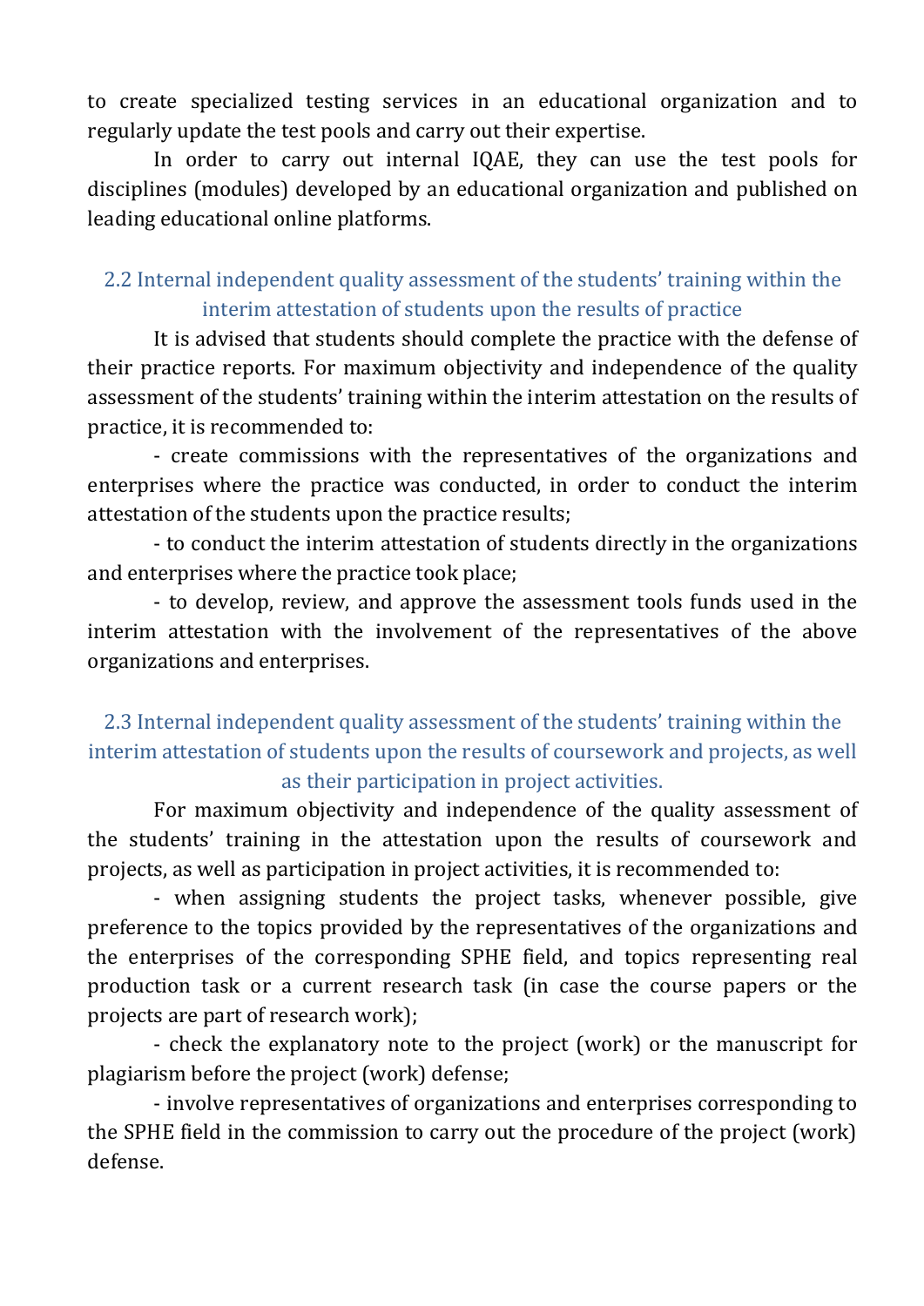to create specialized testing services in an educational organization and to regularly update the test pools and carry out their expertise.

In order to carry out internal IQAE, they can use the test pools for disciplines (modules) developed by an educational organization and published on leading educational online platforms.

### 2.2 Internal independent quality assessment of the students' training within the interim attestation of students upon the results of practice

It is advised that students should complete the practice with the defense of their practice reports. For maximum objectivity and independence of the quality assessment of the students' training within the interim attestation on the results of practice, it is recommended to:

- create commissions with the representatives of the organizations and enterprises where the practice was conducted, in order to conduct the interim attestation of the students upon the practice results;
- to conduct the interim attestation of students directly in the organizations and enterprises where the practice took place;
- to develop, review, and approve the assessment tools funds used in the interim attestation with the involvement of the representatives of the above organizations and enterprises.

### 2.3 Internal independent quality assessment of the students' training within the interim attestation of students upon the results of coursework and projects, as well as their participation in project activities.

For maximum objectivity and independence of the quality assessment of the students' training in the attestation upon the results of coursework and projects, as well as participation in project activities, it is recommended to:

- when assigning students the project tasks, whenever possible, give preference to the topics provided by the representatives of the organizations and the enterprises of the corresponding SPHE field, and topics representing real production task or a current research task (in case the course papers or the projects are part of research work);
- check the explanatory note to the project (work) or the manuscript for plagiarism before the project (work) defense;
- involve representatives of organizations and enterprises corresponding to the SPHE field in the commission to carry out the procedure of the project (work) defense.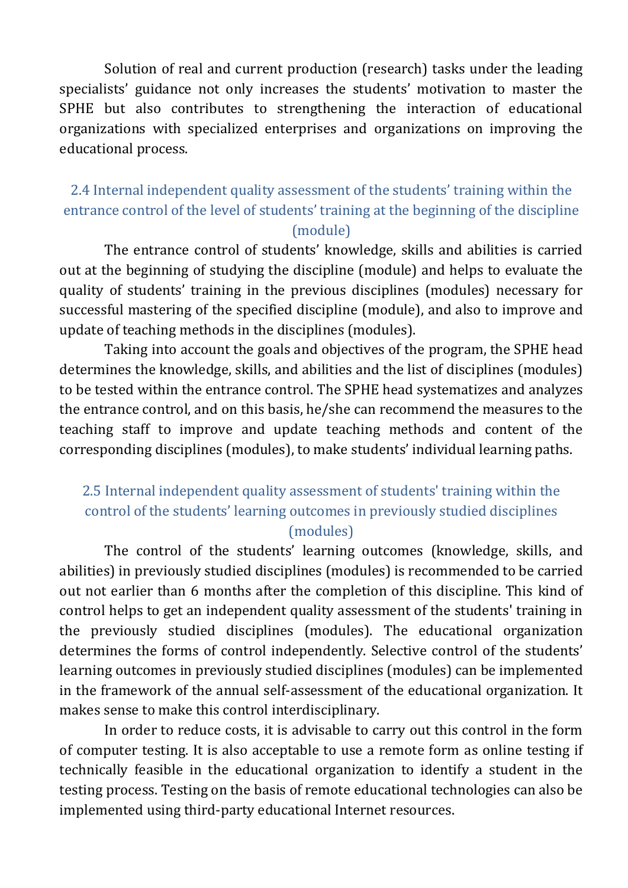Solution of real and current production (research) tasks under the leading specialists' guidance not only increases the students' motivation to master the SPHE but also contributes to strengthening the interaction of educational organizations with specialized enterprises and organizations on improving the educational process.

### 2.4 Internal independent quality assessment of the students' training within the entrance control of the level of students' training at the beginning of the discipline (module)

The entrance control of students' knowledge, skills and abilities is carried out at the beginning of studying the discipline (module) and helps to evaluate the quality of students' training in the previous disciplines (modules) necessary for successful mastering of the specified discipline (module), and also to improve and update of teaching methods in the disciplines (modules).

Taking into account the goals and objectives of the program, the SPHE head determines the knowledge, skills, and abilities and the list of disciplines (modules) to be tested within the entrance control. The SPHE head systematizes and analyzes the entrance control, and on this basis, he/she can recommend the measures to the teaching staff to improve and update teaching methods and content of the corresponding disciplines (modules), to make students' individual learning paths.

### 2.5 Internal independent quality assessment of students' training within the control of the students' learning outcomes in previously studied disciplines (modules)

The control of the students' learning outcomes (knowledge, skills, and abilities) in previously studied disciplines (modules) is recommended to be carried out not earlier than 6 months after the completion of this discipline. This kind of control helps to get an independent quality assessment of the students' training in the previously studied disciplines (modules). The educational organization determines the forms of control independently. Selective control of the students' learning outcomes in previously studied disciplines (modules) can be implemented in the framework of the annual self-assessment of the educational organization. It makes sense to make this control interdisciplinary.

In order to reduce costs, it is advisable to carry out this control in the form of computer testing. It is also acceptable to use a remote form as online testing if technically feasible in the educational organization to identify a student in the testing process. Testing on the basis of remote educational technologies can also be implemented using third-party educational Internet resources.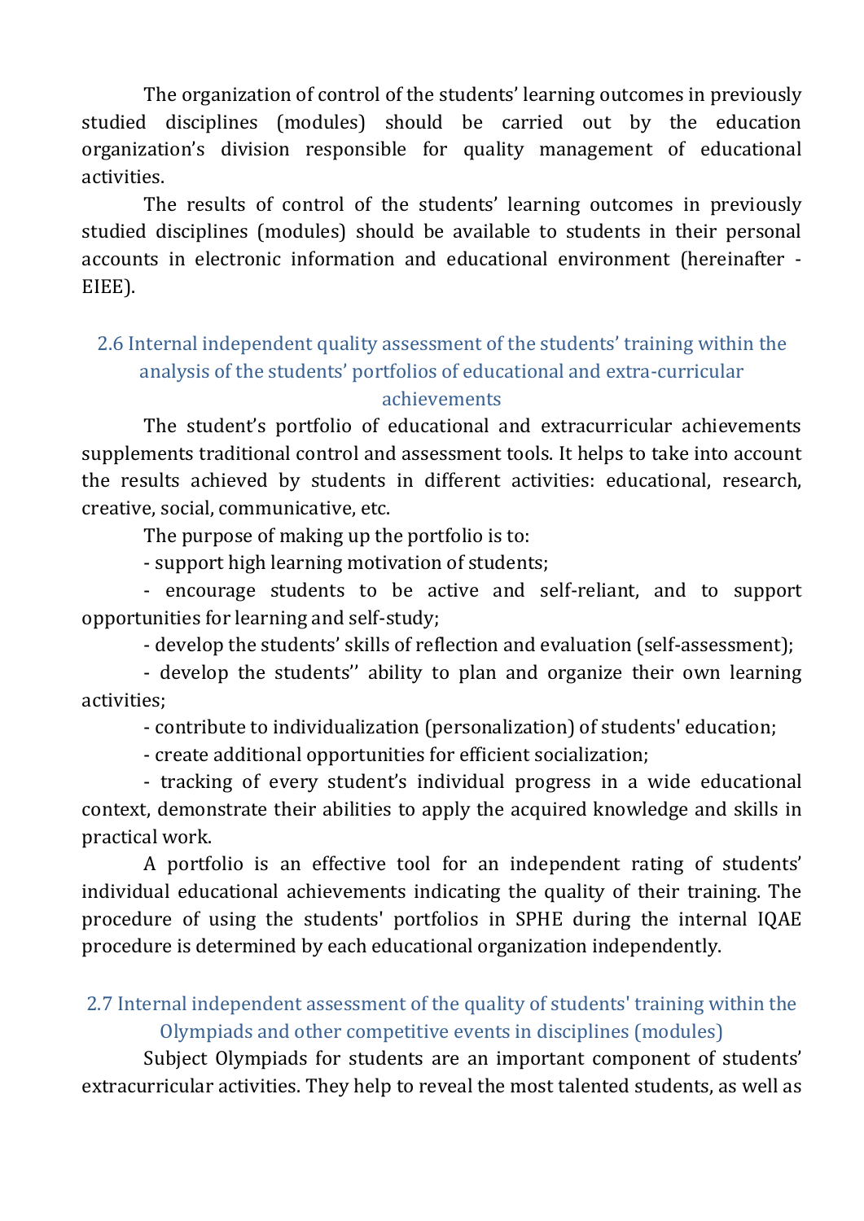The organization of control of the students' learning outcomes in previously studied disciplines (modules) should be carried out by the education organization's division responsible for quality management of educational activities.

The results of control of the students' learning outcomes in previously studied disciplines (modules) should be available to students in their personal accounts in electronic information and educational environment (hereinafter - EIEE).

### 2.6 Internal independent quality assessment of the students' training within the analysis of the students' portfolios of educational and extra-curricular achievements

The student's portfolio of educational and extracurricular achievements supplements traditional control and assessment tools. It helps to take into account the results achieved by students in different activities: educational, research, creative, social, communicative, etc.

The purpose of making up the portfolio is to:

- support high learning motivation of students;
- encourage students to be active and self-reliant, and to support opportunities for learning and self-study;
- develop the students' skills of reflection and evaluation (self-assessment);
- develop the students'' ability to plan and organize their own learning activities;
- contribute to individualization (personalization) of students' education;
- create additional opportunities for efficient socialization;
- tracking of every student's individual progress in a wide educational context, demonstrate their abilities to apply the acquired knowledge and skills in practical work.

A portfolio is an effective tool for an independent rating of students' individual educational achievements indicating the quality of their training. The procedure of using the students' portfolios in SPHE during the internal IQAE procedure is determined by each educational organization independently.

### 2.7 Internal independent assessment of the quality of students' training within the Olympiads and other competitive events in disciplines (modules)

Subject Olympiads for students are an important component of students' extracurricular activities. They help to reveal the most talented students, as well as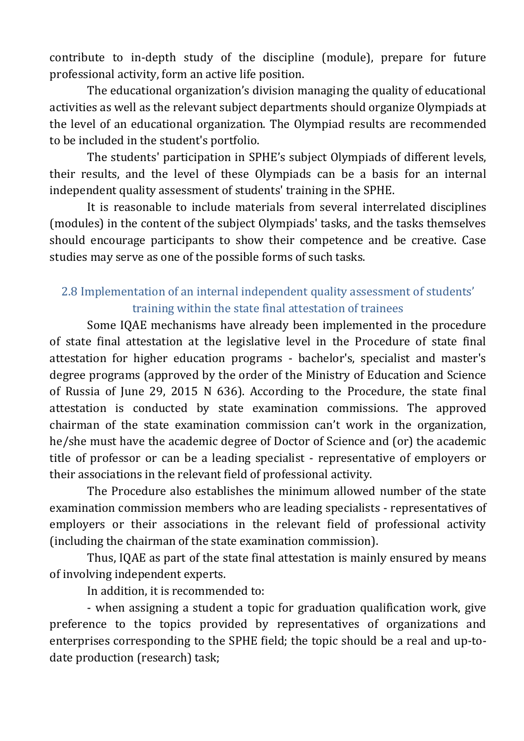contribute to in-depth study of the discipline (module), prepare for future professional activity, form an active life position.

The educational organization's division managing the quality of educational activities as well as the relevant subject departments should organize Olympiads at the level of an educational organization. The Olympiad results are recommended to be included in the student's portfolio.

The students' participation in SPHE's subject Olympiads of different levels, their results, and the level of these Olympiads can be a basis for an internal independent quality assessment of students' training in the SPHE.

It is reasonable to include materials from several interrelated disciplines (modules) in the content of the subject Olympiads' tasks, and the tasks themselves should encourage participants to show their competence and be creative. Case studies may serve as one of the possible forms of such tasks.

### 2.8 Implementation of an internal independent quality assessment of students' training within the state final attestation of trainees

Some IQAE mechanisms have already been implemented in the procedure of state final attestation at the legislative level in the Procedure of state final attestation for higher education programs - bachelor's, specialist and master's degree programs (approved by the order of the Ministry of Education and Science of Russia of June 29, 2015 N 636). According to the Procedure, the state final attestation is conducted by state examination commissions. The approved chairman of the state examination commission can't work in the organization, he/she must have the academic degree of Doctor of Science and (or) the academic title of professor or can be a leading specialist - representative of employers or their associations in the relevant field of professional activity.

The Procedure also establishes the minimum allowed number of the state examination commission members who are leading specialists - representatives of employers or their associations in the relevant field of professional activity (including the chairman of the state examination commission).

Thus, IQAE as part of the state final attestation is mainly ensured by means of involving independent experts.

In addition, it is recommended to:

- when assigning a student a topic for graduation qualification work, give preference to the topics provided by representatives of organizations and enterprises corresponding to the SPHE field; the topic should be a real and up-to-date production (research) task;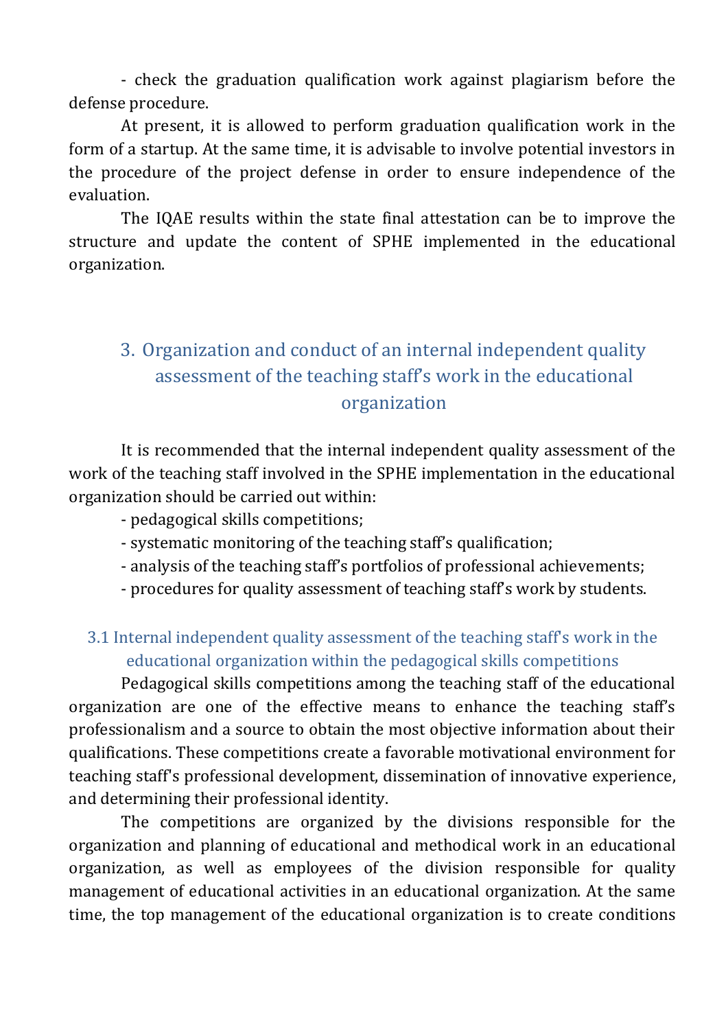- check the graduation qualification work against plagiarism before the defense procedure.

At present, it is allowed to perform graduation qualification work in the form of a startup. At the same time, it is advisable to involve potential investors in the procedure of the project defense in order to ensure independence of the evaluation.

The IQAE results within the state final attestation can be to improve the structure and update the content of SPHE implemented in the educational organization.

## 3. Organization and conduct of an internal independent quality assessment of the teaching staff's work in the educational organization

It is recommended that the internal independent quality assessment of the work of the teaching staff involved in the SPHE implementation in the educational organization should be carried out within:

- pedagogical skills competitions;
- systematic monitoring of the teaching staff's qualification;
- analysis of the teaching staff's portfolios of professional achievements;
- procedures for quality assessment of teaching staff's work by students.

### 3.1 Internal independent quality assessment of the teaching staff's work in the educational organization within the pedagogical skills competitions

Pedagogical skills competitions among the teaching staff of the educational organization are one of the effective means to enhance the teaching staff's professionalism and a source to obtain the most objective information about their qualifications. These competitions create a favorable motivational environment for teaching staff's professional development, dissemination of innovative experience, and determining their professional identity.

The competitions are organized by the divisions responsible for the organization and planning of educational and methodical work in an educational organization, as well as employees of the division responsible for quality management of educational activities in an educational organization. At the same time, the top management of the educational organization is to create conditions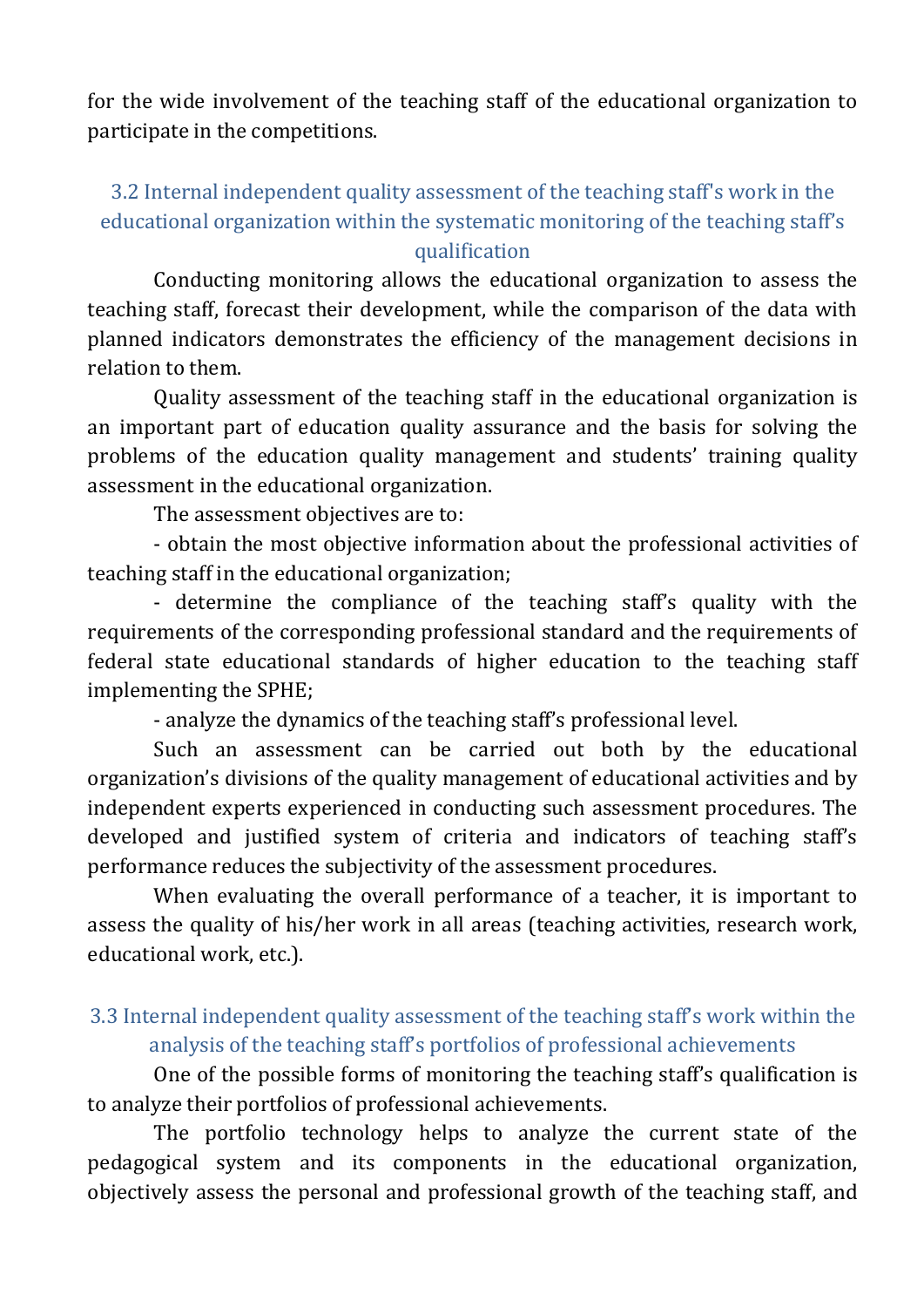for the wide involvement of the teaching staff of the educational organization to participate in the competitions.

### 3.2 Internal independent quality assessment of the teaching staff's work in the educational organization within the systematic monitoring of the teaching staff's qualification

Conducting monitoring allows the educational organization to assess the teaching staff, forecast their development, while the comparison of the data with planned indicators demonstrates the efficiency of the management decisions in relation to them.

Quality assessment of the teaching staff in the educational organization is an important part of education quality assurance and the basis for solving the problems of the education quality management and students' training quality assessment in the educational organization.

The assessment objectives are to:

- obtain the most objective information about the professional activities of teaching staff in the educational organization;
- determine the compliance of the teaching staff's quality with the requirements of the corresponding professional standard and the requirements of federal state educational standards of higher education to the teaching staff implementing the SPHE;
- analyze the dynamics of the teaching staff's professional level.

Such an assessment can be carried out both by the educational organization's divisions of the quality management of educational activities and by independent experts experienced in conducting such assessment procedures. The developed and justified system of criteria and indicators of teaching staff's performance reduces the subjectivity of the assessment procedures.

When evaluating the overall performance of a teacher, it is important to assess the quality of his/her work in all areas (teaching activities, research work, educational work, etc.).

### 3.3 Internal independent quality assessment of the teaching staff's work within the analysis of the teaching staff's portfolios of professional achievements

One of the possible forms of monitoring the teaching staff's qualification is to analyze their portfolios of professional achievements.

The portfolio technology helps to analyze the current state of the pedagogical system and its components in the educational organization, objectively assess the personal and professional growth of the teaching staff, and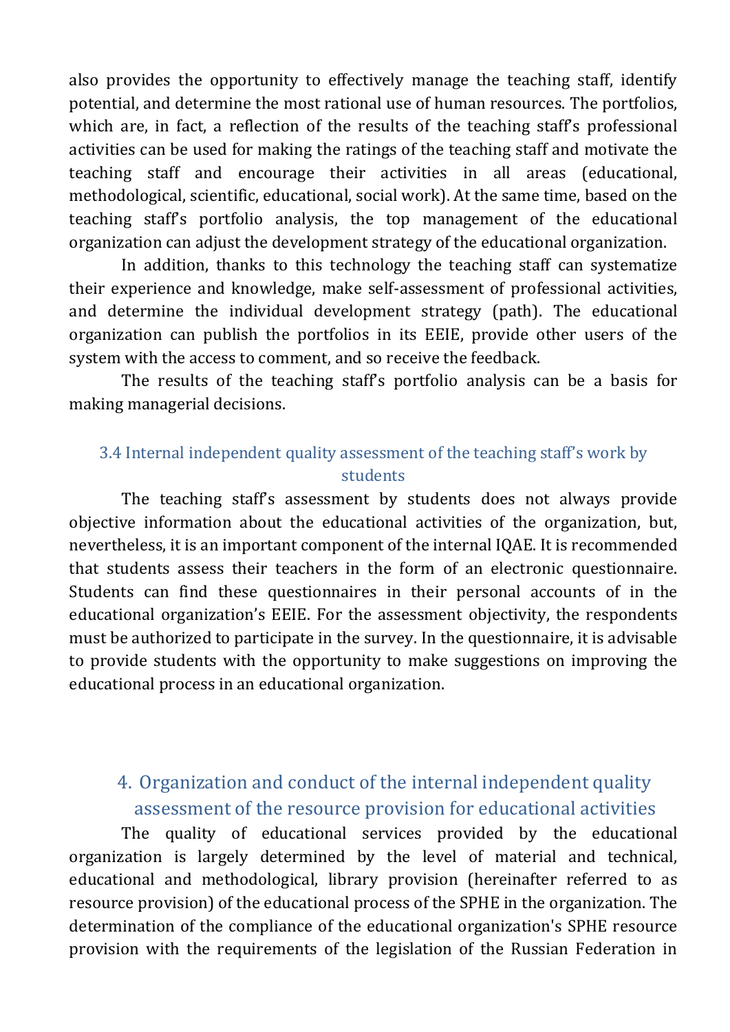also provides the opportunity to effectively manage the teaching staff, identify potential, and determine the most rational use of human resources. The portfolios, which are, in fact, a reflection of the results of the teaching staff's professional activities can be used for making the ratings of the teaching staff and motivate the teaching staff and encourage their activities in all areas (educational, methodological, scientific, educational, social work). At the same time, based on the teaching staff's portfolio analysis, the top management of the educational organization can adjust the development strategy of the educational organization.

In addition, thanks to this technology the teaching staff can systematize their experience and knowledge, make self-assessment of professional activities, and determine the individual development strategy (path). The educational organization can publish the portfolios in its EEIE, provide other users of the system with the access to comment, and so receive the feedback.

The results of the teaching staff's portfolio analysis can be a basis for making managerial decisions.

### 3.4 Internal independent quality assessment of the teaching staff's work by students

The teaching staff's assessment by students does not always provide objective information about the educational activities of the organization, but, nevertheless, it is an important component of the internal IQAE. It is recommended that students assess their teachers in the form of an electronic questionnaire. Students can find these questionnaires in their personal accounts of in the educational organization's EEIE. For the assessment objectivity, the respondents must be authorized to participate in the survey. In the questionnaire, it is advisable to provide students with the opportunity to make suggestions on improving the educational process in an educational organization.

## 4. Organization and conduct of the internal independent quality assessment of the resource provision for educational activities

The quality of educational services provided by the educational organization is largely determined by the level of material and technical, educational and methodological, library provision (hereinafter referred to as resource provision) of the educational process of the SPHE in the organization. The determination of the compliance of the educational organization's SPHE resource provision with the requirements of the legislation of the Russian Federation in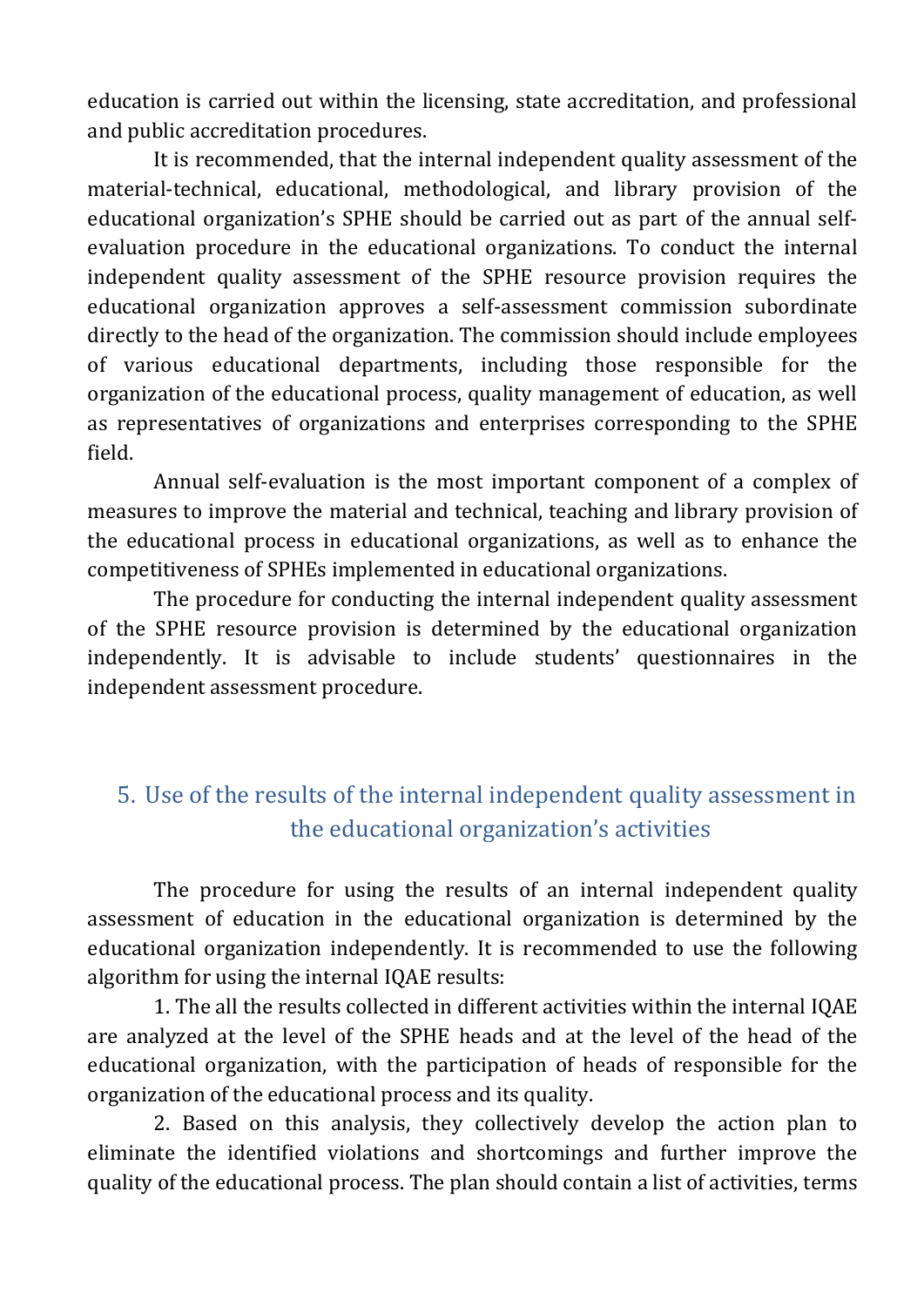education is carried out within the licensing, state accreditation, and professional and public accreditation procedures.

It is recommended, that the internal independent quality assessment of the material-technical, educational, methodological, and library provision of the educational organization's SPHE should be carried out as part of the annual self-evaluation procedure in the educational organizations. To conduct the internal independent quality assessment of the SPHE resource provision requires the educational organization approves a self-assessment commission subordinate directly to the head of the organization. The commission should include employees of various educational departments, including those responsible for the organization of the educational process, quality management of education, as well as representatives of organizations and enterprises corresponding to the SPHE field.

Annual self-evaluation is the most important component of a complex of measures to improve the material and technical, teaching and library provision of the educational process in educational organizations, as well as to enhance the competitiveness of SPHEs implemented in educational organizations.

The procedure for conducting the internal independent quality assessment of the SPHE resource provision is determined by the educational organization independently. It is advisable to include students' questionnaires in the independent assessment procedure.

## 5. Use of the results of the internal independent quality assessment in the educational organization's activities

The procedure for using the results of an internal independent quality assessment of education in the educational organization is determined by the educational organization independently. It is recommended to use the following algorithm for using the internal IQAE results:

1. The all the results collected in different activities within the internal IQAE are analyzed at the level of the SPHE heads and at the level of the head of the educational organization, with the participation of heads of responsible for the organization of the educational process and its quality.

2. Based on this analysis, they collectively develop the action plan to eliminate the identified violations and shortcomings and further improve the quality of the educational process. The plan should contain a list of activities, terms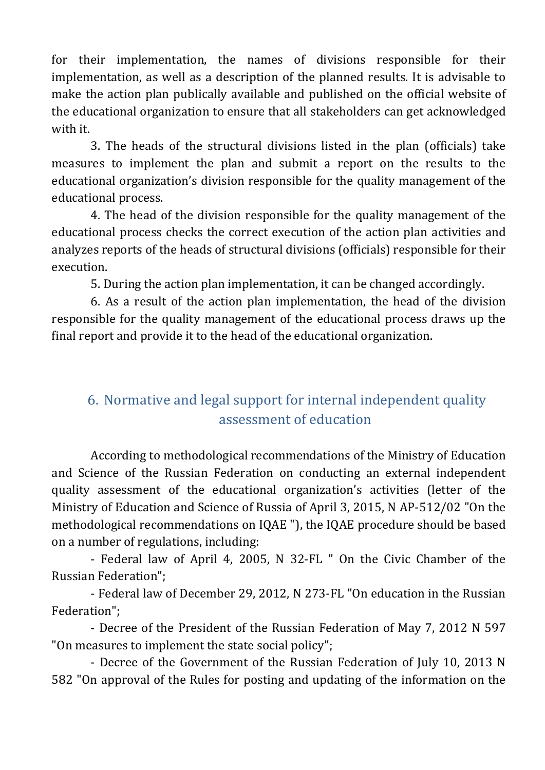for their implementation, the names of divisions responsible for their implementation, as well as a description of the planned results. It is advisable to make the action plan publically available and published on the official website of the educational organization to ensure that all stakeholders can get acknowledged with it.

3. The heads of the structural divisions listed in the plan (officials) take measures to implement the plan and submit a report on the results to the educational organization's division responsible for the quality management of the educational process.

4. The head of the division responsible for the quality management of the educational process checks the correct execution of the action plan activities and analyzes reports of the heads of structural divisions (officials) responsible for their execution.

5. During the action plan implementation, it can be changed accordingly.

6. As a result of the action plan implementation, the head of the division responsible for the quality management of the educational process draws up the final report and provide it to the head of the educational organization.

## 6. Normative and legal support for internal independent quality assessment of education

According to methodological recommendations of the Ministry of Education and Science of the Russian Federation on conducting an external independent quality assessment of the educational organization's activities (letter of the Ministry of Education and Science of Russia of April 3, 2015, N AP-512/02 "On the methodological recommendations on IQAE "), the IQAE procedure should be based on a number of regulations, including:

- Federal law of April 4, 2005, N 32-FL " On the Civic Chamber of the Russian Federation";

- Federal law of December 29, 2012, N 273-FL "On education in the Russian Federation";

- Decree of the President of the Russian Federation of May 7, 2012 N 597 "On measures to implement the state social policy";

- Decree of the Government of the Russian Federation of July 10, 2013 N 582 "On approval of the Rules for posting and updating of the information on the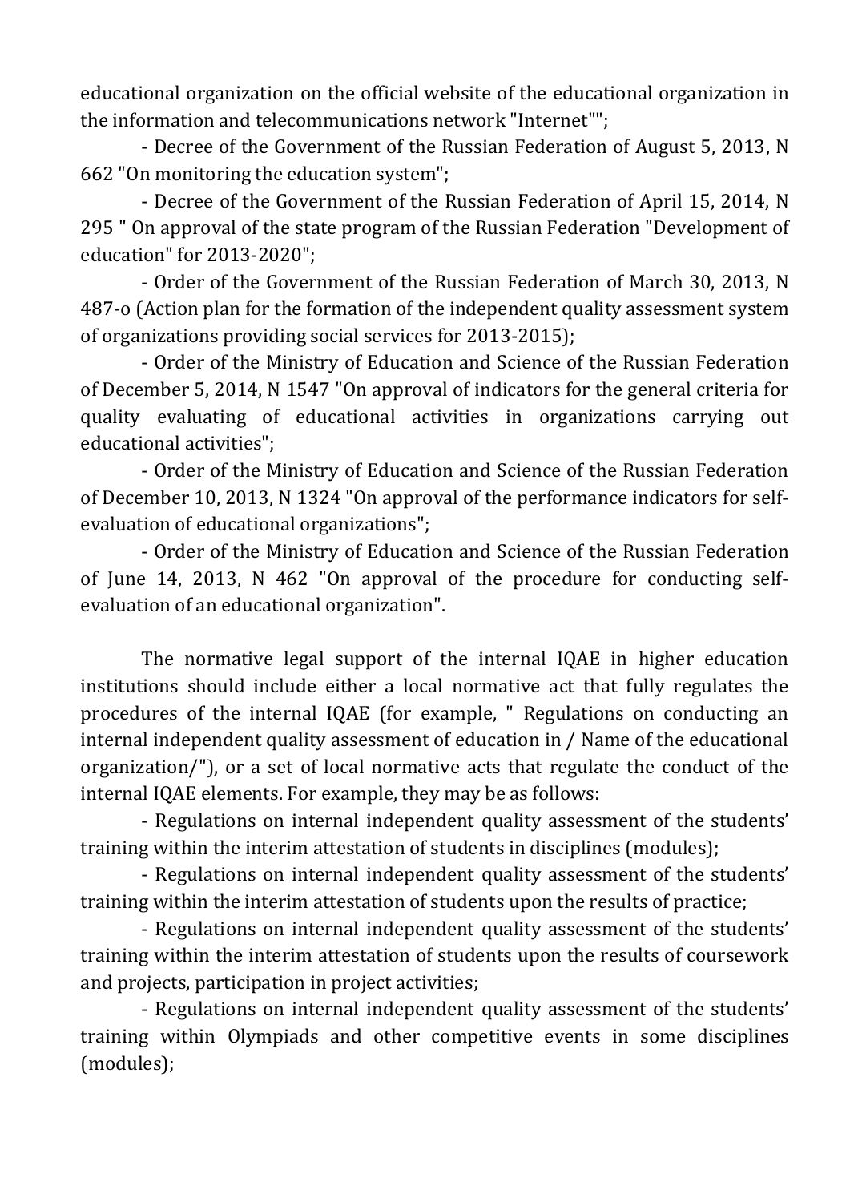educational organization on the official website of the educational organization in the information and telecommunications network "Internet"";

- Decree of the Government of the Russian Federation of August 5, 2013, N 662 "On monitoring the education system";
- Decree of the Government of the Russian Federation of April 15, 2014, N 295 " On approval of the state program of the Russian Federation "Development of education" for 2013-2020";
- Order of the Government of the Russian Federation of March 30, 2013, N 487-o (Action plan for the formation of the independent quality assessment system of organizations providing social services for 2013-2015);
- Order of the Ministry of Education and Science of the Russian Federation of December 5, 2014, N 1547 "On approval of indicators for the general criteria for quality evaluating of educational activities in organizations carrying out educational activities";
- Order of the Ministry of Education and Science of the Russian Federation of December 10, 2013, N 1324 "On approval of the performance indicators for self-evaluation of educational organizations";
- Order of the Ministry of Education and Science of the Russian Federation of June 14, 2013, N 462 "On approval of the procedure for conducting self-evaluation of an educational organization".

The normative legal support of the internal IQAE in higher education institutions should include either a local normative act that fully regulates the procedures of the internal IQAE (for example, " Regulations on conducting an internal independent quality assessment of education in / Name of the educational organization/"), or a set of local normative acts that regulate the conduct of the internal IQAE elements. For example, they may be as follows:

- Regulations on internal independent quality assessment of the students' training within the interim attestation of students in disciplines (modules);
- Regulations on internal independent quality assessment of the students' training within the interim attestation of students upon the results of practice;
- Regulations on internal independent quality assessment of the students' training within the interim attestation of students upon the results of coursework and projects, participation in project activities;
- Regulations on internal independent quality assessment of the students' training within Olympiads and other competitive events in some disciplines (modules);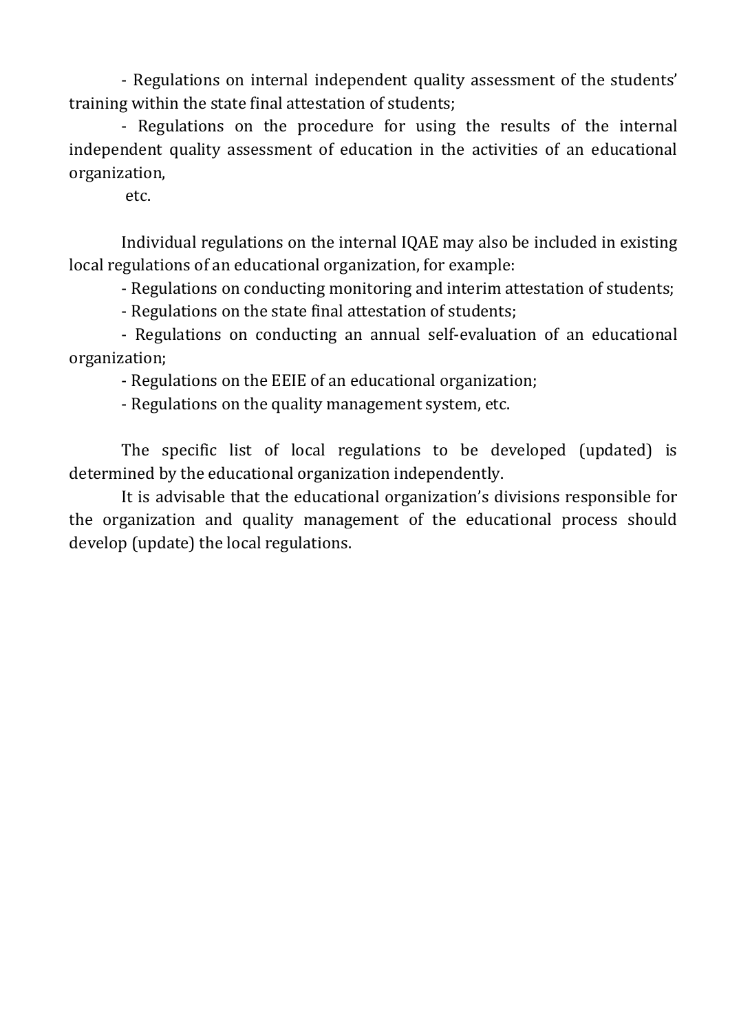- Regulations on internal independent quality assessment of the students' training within the state final attestation of students;

- Regulations on the procedure for using the results of the internal independent quality assessment of education in the activities of an educational organization,

etc.

Individual regulations on the internal IQAE may also be included in existing local regulations of an educational organization, for example:

- Regulations on conducting monitoring and interim attestation of students;
- Regulations on the state final attestation of students;
- Regulations on conducting an annual self-evaluation of an educational organization;
- Regulations on the EEIE of an educational organization;
- Regulations on the quality management system, etc.

The specific list of local regulations to be developed (updated) is determined by the educational organization independently.

It is advisable that the educational organization's divisions responsible for the organization and quality management of the educational process should develop (update) the local regulations.